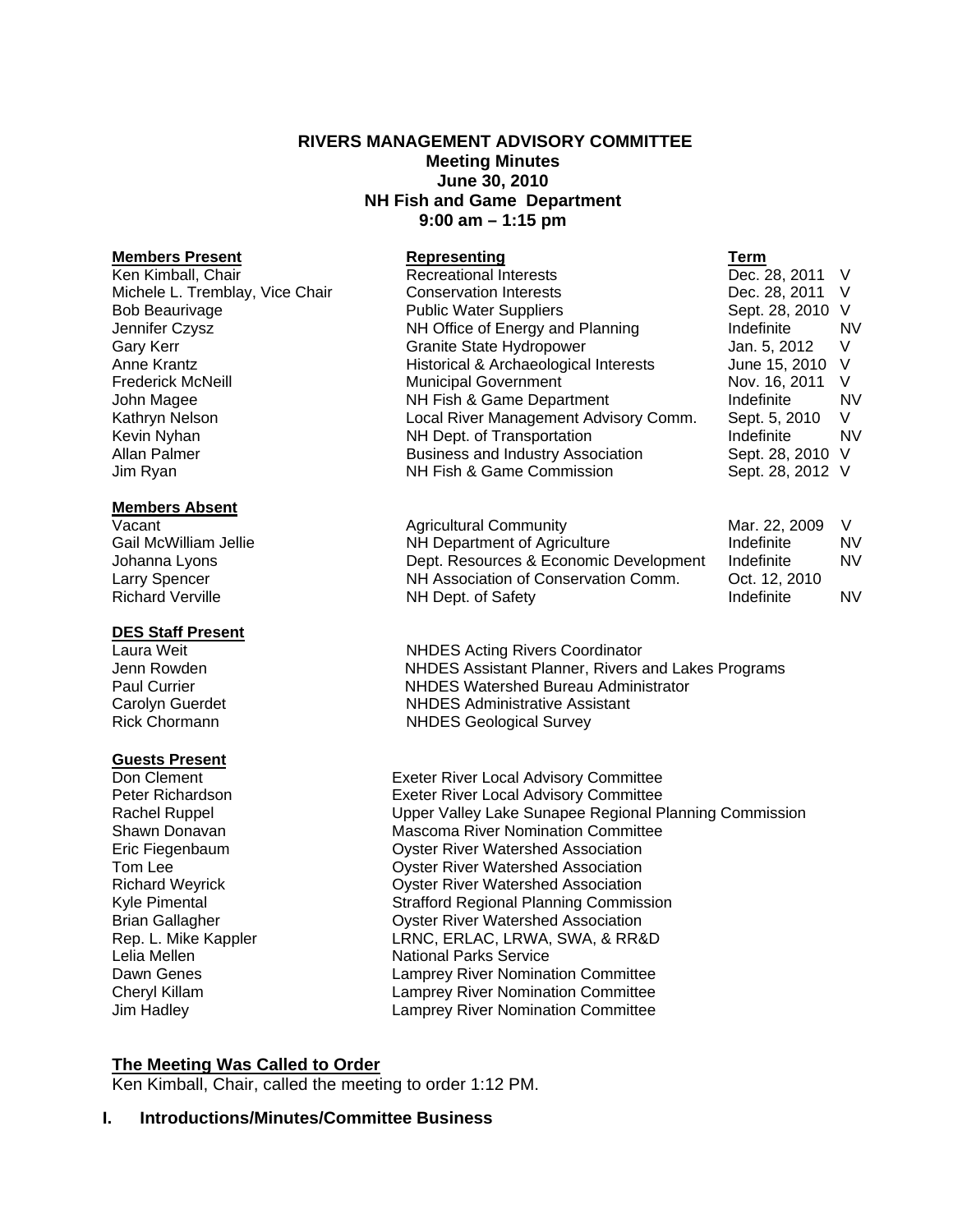**RIVERS MANAGEMENT ADVISORY COMMITTEE**
**Meeting Minutes**
**June 30, 2010**
**NH Fish and Game Department**
**9:00 am – 1:15 pm**

| **Members Present** | **Representing** | **Term** | |
|---|---|---|---|
| Ken Kimball, Chair | Recreational Interests | Dec. 28, 2011 | V |
| Michele L. Tremblay, Vice Chair | Conservation Interests | Dec. 28, 2011 | V |
| Bob Beaurivage | Public Water Suppliers | Sept. 28, 2010 | V |
| Jennifer Czysz | NH Office of Energy and Planning | Indefinite | NV |
| Gary Kerr | Granite State Hydropower | Jan. 5, 2012 | V |
| Anne Krantz | Historical & Archaeological Interests | June 15, 2010 | V |
| Frederick McNeill | Municipal Government | Nov. 16, 2011 | V |
| John Magee | NH Fish & Game Department | Indefinite | NV |
| Kathryn Nelson | Local River Management Advisory Comm. | Sept. 5, 2010 | V |
| Kevin Nyhan | NH Dept. of Transportation | Indefinite | NV |
| Allan Palmer | Business and Industry Association | Sept. 28, 2010 | V |
| Jim Ryan | NH Fish & Game Commission | Sept. 28, 2012 | V |

| **Members Absent** | | | |
|---|---|---|---|
| Vacant | Agricultural Community | Mar. 22, 2009 | V |
| Gail McWilliam Jellie | NH Department of Agriculture | Indefinite | NV |
| Johanna Lyons | Dept. Resources & Economic Development | Indefinite | NV |
| Larry Spencer | NH Association of Conservation Comm. | Oct. 12, 2010 | |
| Richard Verville | NH Dept. of Safety | Indefinite | NV |

| **DES Staff Present** | |
|---|---|
| Laura Weit | NHDES Acting Rivers Coordinator |
| Jenn Rowden | NHDES Assistant Planner, Rivers and Lakes Programs |
| Paul Currier | NHDES Watershed Bureau Administrator |
| Carolyn Guerdet | NHDES Administrative Assistant |
| Rick Chormann | NHDES Geological Survey |

| **Guests Present** | |
|---|---|
| Don Clement | Exeter River Local Advisory Committee |
| Peter Richardson | Exeter River Local Advisory Committee |
| Rachel Ruppel | Upper Valley Lake Sunapee Regional Planning Commission |
| Shawn Donavan | Mascoma River Nomination Committee |
| Eric Fiegenbaum | Oyster River Watershed Association |
| Tom Lee | Oyster River Watershed Association |
| Richard Weyrick | Oyster River Watershed Association |
| Kyle Pimental | Strafford Regional Planning Commission |
| Brian Gallagher | Oyster River Watershed Association |
| Rep. L. Mike Kappler | LRNC, ERLAC, LRWA, SWA, & RR&D |
| Lelia Mellen | National Parks Service |
| Dawn Genes | Lamprey River Nomination Committee |
| Cheryl Killam | Lamprey River Nomination Committee |
| Jim Hadley | Lamprey River Nomination Committee |

## The Meeting Was Called to Order

Ken Kimball, Chair, called the meeting to order 1:12 PM.

## I. Introductions/Minutes/Committee Business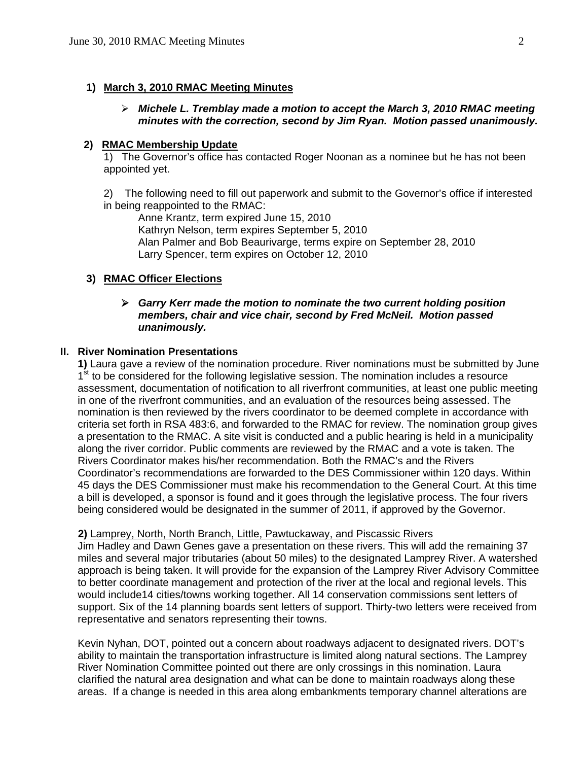**1) March 3, 2010 RMAC Meeting Minutes**

- ***Michele L. Tremblay made a motion to accept the March 3, 2010 RMAC meeting minutes with the correction, second by Jim Ryan. Motion passed unanimously.***

**2) RMAC Membership Update**

1) The Governor's office has contacted Roger Noonan as a nominee but he has not been appointed yet.

2) The following need to fill out paperwork and submit to the Governor's office if interested in being reappointed to the RMAC:

Anne Krantz, term expired June 15, 2010
Kathryn Nelson, term expires September 5, 2010
Alan Palmer and Bob Beaurivarge, terms expire on September 28, 2010
Larry Spencer, term expires on October 12, 2010

**3) RMAC Officer Elections**

- ***Garry Kerr made the motion to nominate the two current holding position members, chair and vice chair, second by Fred McNeil. Motion passed unanimously.***

## II. River Nomination Presentations

**1)** Laura gave a review of the nomination procedure. River nominations must be submitted by June 1st to be considered for the following legislative session. The nomination includes a resource assessment, documentation of notification to all riverfront communities, at least one public meeting in one of the riverfront communities, and an evaluation of the resources being assessed. The nomination is then reviewed by the rivers coordinator to be deemed complete in accordance with criteria set forth in RSA 483:6, and forwarded to the RMAC for review. The nomination group gives a presentation to the RMAC. A site visit is conducted and a public hearing is held in a municipality along the river corridor. Public comments are reviewed by the RMAC and a vote is taken. The Rivers Coordinator makes his/her recommendation. Both the RMAC's and the Rivers Coordinator's recommendations are forwarded to the DES Commissioner within 120 days. Within 45 days the DES Commissioner must make his recommendation to the General Court. At this time a bill is developed, a sponsor is found and it goes through the legislative process. The four rivers being considered would be designated in the summer of 2011, if approved by the Governor.

**2)** Lamprey, North, North Branch, Little, Pawtuckaway, and Piscassic Rivers

Jim Hadley and Dawn Genes gave a presentation on these rivers. This will add the remaining 37 miles and several major tributaries (about 50 miles) to the designated Lamprey River. A watershed approach is being taken. It will provide for the expansion of the Lamprey River Advisory Committee to better coordinate management and protection of the river at the local and regional levels. This would include14 cities/towns working together. All 14 conservation commissions sent letters of support. Six of the 14 planning boards sent letters of support. Thirty-two letters were received from representative and senators representing their towns.

Kevin Nyhan, DOT, pointed out a concern about roadways adjacent to designated rivers. DOT's ability to maintain the transportation infrastructure is limited along natural sections. The Lamprey River Nomination Committee pointed out there are only crossings in this nomination. Laura clarified the natural area designation and what can be done to maintain roadways along these areas. If a change is needed in this area along embankments temporary channel alterations are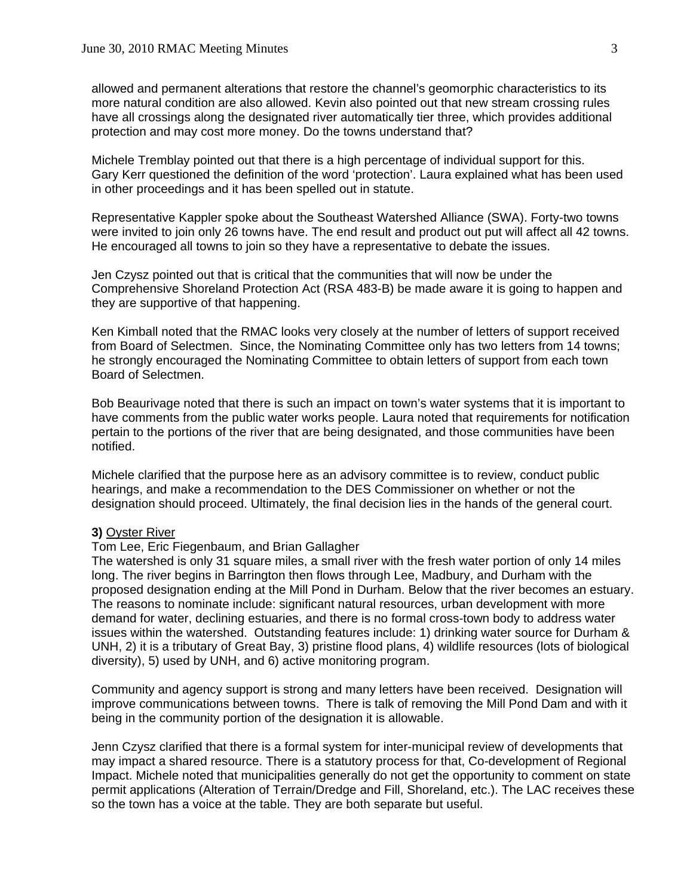allowed and permanent alterations that restore the channel's geomorphic characteristics to its more natural condition are also allowed. Kevin also pointed out that new stream crossing rules have all crossings along the designated river automatically tier three, which provides additional protection and may cost more money. Do the towns understand that?

Michele Tremblay pointed out that there is a high percentage of individual support for this. Gary Kerr questioned the definition of the word 'protection'. Laura explained what has been used in other proceedings and it has been spelled out in statute.

Representative Kappler spoke about the Southeast Watershed Alliance (SWA). Forty-two towns were invited to join only 26 towns have. The end result and product out put will affect all 42 towns. He encouraged all towns to join so they have a representative to debate the issues.

Jen Czysz pointed out that is critical that the communities that will now be under the Comprehensive Shoreland Protection Act (RSA 483-B) be made aware it is going to happen and they are supportive of that happening.

Ken Kimball noted that the RMAC looks very closely at the number of letters of support received from Board of Selectmen. Since, the Nominating Committee only has two letters from 14 towns; he strongly encouraged the Nominating Committee to obtain letters of support from each town Board of Selectmen.

Bob Beaurivage noted that there is such an impact on town's water systems that it is important to have comments from the public water works people. Laura noted that requirements for notification pertain to the portions of the river that are being designated, and those communities have been notified.

Michele clarified that the purpose here as an advisory committee is to review, conduct public hearings, and make a recommendation to the DES Commissioner on whether or not the designation should proceed. Ultimately, the final decision lies in the hands of the general court.

**3)** Oyster River

Tom Lee, Eric Fiegenbaum, and Brian Gallagher

The watershed is only 31 square miles, a small river with the fresh water portion of only 14 miles long. The river begins in Barrington then flows through Lee, Madbury, and Durham with the proposed designation ending at the Mill Pond in Durham. Below that the river becomes an estuary. The reasons to nominate include: significant natural resources, urban development with more demand for water, declining estuaries, and there is no formal cross-town body to address water issues within the watershed. Outstanding features include: 1) drinking water source for Durham & UNH, 2) it is a tributary of Great Bay, 3) pristine flood plans, 4) wildlife resources (lots of biological diversity), 5) used by UNH, and 6) active monitoring program.

Community and agency support is strong and many letters have been received. Designation will improve communications between towns. There is talk of removing the Mill Pond Dam and with it being in the community portion of the designation it is allowable.

Jenn Czysz clarified that there is a formal system for inter-municipal review of developments that may impact a shared resource. There is a statutory process for that, Co-development of Regional Impact. Michele noted that municipalities generally do not get the opportunity to comment on state permit applications (Alteration of Terrain/Dredge and Fill, Shoreland, etc.). The LAC receives these so the town has a voice at the table. They are both separate but useful.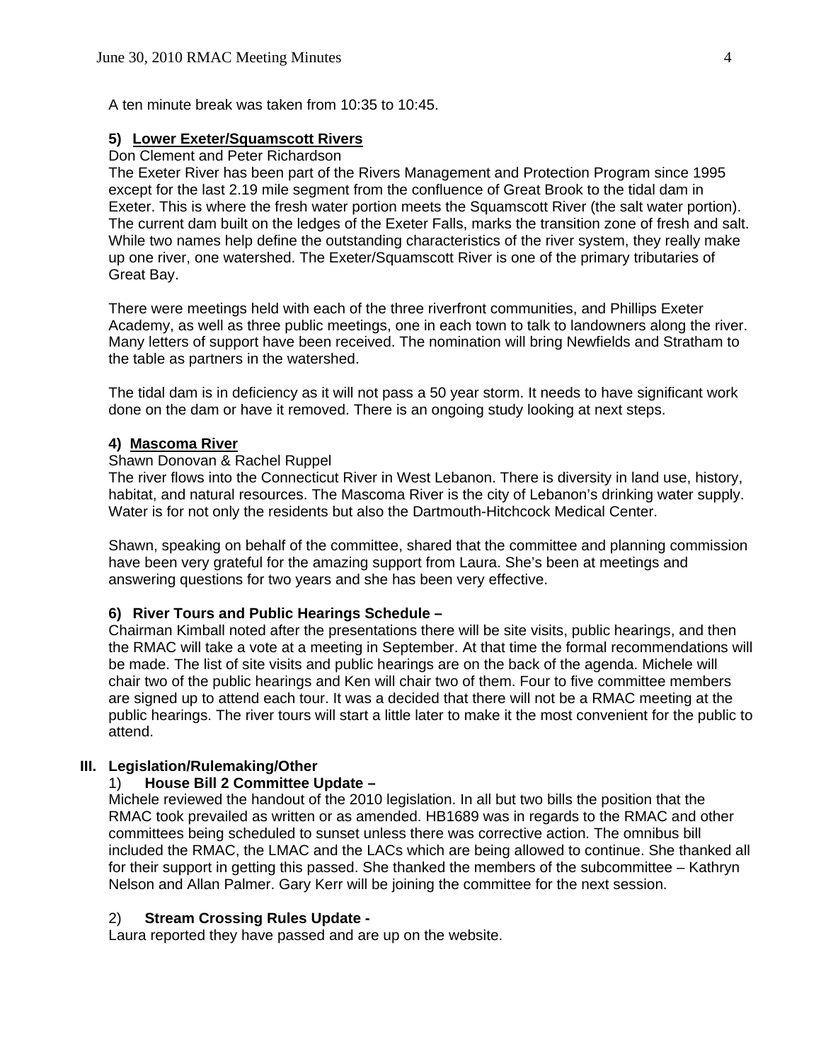A ten minute break was taken from 10:35 to 10:45.

### 5) Lower Exeter/Squamscott Rivers

Don Clement and Peter Richardson

The Exeter River has been part of the Rivers Management and Protection Program since 1995 except for the last 2.19 mile segment from the confluence of Great Brook to the tidal dam in Exeter. This is where the fresh water portion meets the Squamscott River (the salt water portion). The current dam built on the ledges of the Exeter Falls, marks the transition zone of fresh and salt. While two names help define the outstanding characteristics of the river system, they really make up one river, one watershed. The Exeter/Squamscott River is one of the primary tributaries of Great Bay.

There were meetings held with each of the three riverfront communities, and Phillips Exeter Academy, as well as three public meetings, one in each town to talk to landowners along the river. Many letters of support have been received. The nomination will bring Newfields and Stratham to the table as partners in the watershed.

The tidal dam is in deficiency as it will not pass a 50 year storm. It needs to have significant work done on the dam or have it removed. There is an ongoing study looking at next steps.

### 4) Mascoma River

Shawn Donovan & Rachel Ruppel

The river flows into the Connecticut River in West Lebanon. There is diversity in land use, history, habitat, and natural resources. The Mascoma River is the city of Lebanon's drinking water supply. Water is for not only the residents but also the Dartmouth-Hitchcock Medical Center.

Shawn, speaking on behalf of the committee, shared that the committee and planning commission have been very grateful for the amazing support from Laura. She's been at meetings and answering questions for two years and she has been very effective.

### 6) River Tours and Public Hearings Schedule –

Chairman Kimball noted after the presentations there will be site visits, public hearings, and then the RMAC will take a vote at a meeting in September. At that time the formal recommendations will be made. The list of site visits and public hearings are on the back of the agenda. Michele will chair two of the public hearings and Ken will chair two of them. Four to five committee members are signed up to attend each tour. It was a decided that there will not be a RMAC meeting at the public hearings. The river tours will start a little later to make it the most convenient for the public to attend.

## III. Legislation/Rulemaking/Other

### 1) House Bill 2 Committee Update –

Michele reviewed the handout of the 2010 legislation. In all but two bills the position that the RMAC took prevailed as written or as amended. HB1689 was in regards to the RMAC and other committees being scheduled to sunset unless there was corrective action. The omnibus bill included the RMAC, the LMAC and the LACs which are being allowed to continue. She thanked all for their support in getting this passed. She thanked the members of the subcommittee – Kathryn Nelson and Allan Palmer. Gary Kerr will be joining the committee for the next session.

### 2) Stream Crossing Rules Update -

Laura reported they have passed and are up on the website.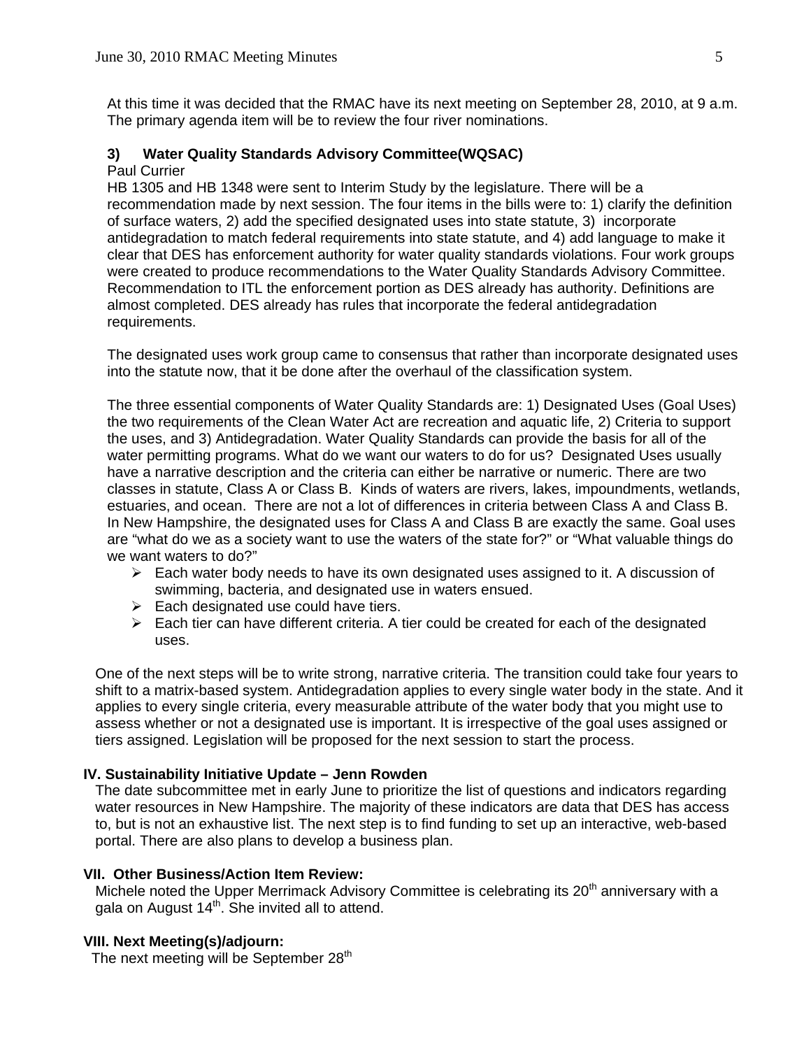At this time it was decided that the RMAC have its next meeting on September 28, 2010, at 9 a.m. The primary agenda item will be to review the four river nominations.

### 3) Water Quality Standards Advisory Committee(WQSAC)

Paul Currier

HB 1305 and HB 1348 were sent to Interim Study by the legislature. There will be a recommendation made by next session. The four items in the bills were to: 1) clarify the definition of surface waters, 2) add the specified designated uses into state statute, 3) incorporate antidegradation to match federal requirements into state statute, and 4) add language to make it clear that DES has enforcement authority for water quality standards violations. Four work groups were created to produce recommendations to the Water Quality Standards Advisory Committee. Recommendation to ITL the enforcement portion as DES already has authority. Definitions are almost completed. DES already has rules that incorporate the federal antidegradation requirements.

The designated uses work group came to consensus that rather than incorporate designated uses into the statute now, that it be done after the overhaul of the classification system.

The three essential components of Water Quality Standards are: 1) Designated Uses (Goal Uses) the two requirements of the Clean Water Act are recreation and aquatic life, 2) Criteria to support the uses, and 3) Antidegradation. Water Quality Standards can provide the basis for all of the water permitting programs. What do we want our waters to do for us? Designated Uses usually have a narrative description and the criteria can either be narrative or numeric. There are two classes in statute, Class A or Class B. Kinds of waters are rivers, lakes, impoundments, wetlands, estuaries, and ocean. There are not a lot of differences in criteria between Class A and Class B. In New Hampshire, the designated uses for Class A and Class B are exactly the same. Goal uses are "what do we as a society want to use the waters of the state for?" or "What valuable things do we want waters to do?"

- Each water body needs to have its own designated uses assigned to it. A discussion of swimming, bacteria, and designated use in waters ensued.
- Each designated use could have tiers.
- Each tier can have different criteria. A tier could be created for each of the designated uses.

One of the next steps will be to write strong, narrative criteria. The transition could take four years to shift to a matrix-based system. Antidegradation applies to every single water body in the state. And it applies to every single criteria, every measurable attribute of the water body that you might use to assess whether or not a designated use is important. It is irrespective of the goal uses assigned or tiers assigned. Legislation will be proposed for the next session to start the process.

## IV. Sustainability Initiative Update – Jenn Rowden

The date subcommittee met in early June to prioritize the list of questions and indicators regarding water resources in New Hampshire. The majority of these indicators are data that DES has access to, but is not an exhaustive list. The next step is to find funding to set up an interactive, web-based portal. There are also plans to develop a business plan.

## VII. Other Business/Action Item Review:

Michele noted the Upper Merrimack Advisory Committee is celebrating its 20th anniversary with a gala on August 14th. She invited all to attend.

## VIII. Next Meeting(s)/adjourn:

The next meeting will be September 28th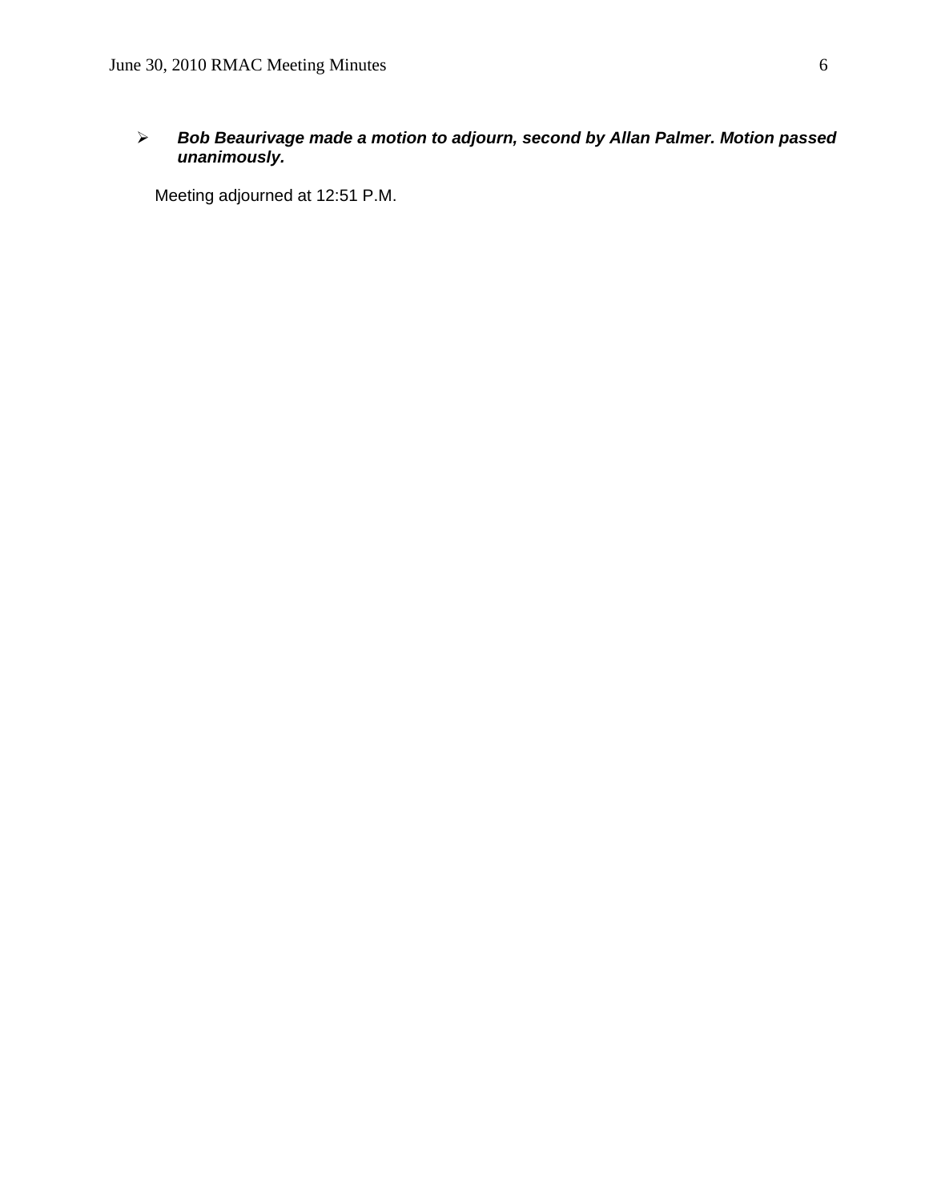- ***Bob Beaurivage made a motion to adjourn, second by Allan Palmer. Motion passed unanimously.***

Meeting adjourned at 12:51 P.M.